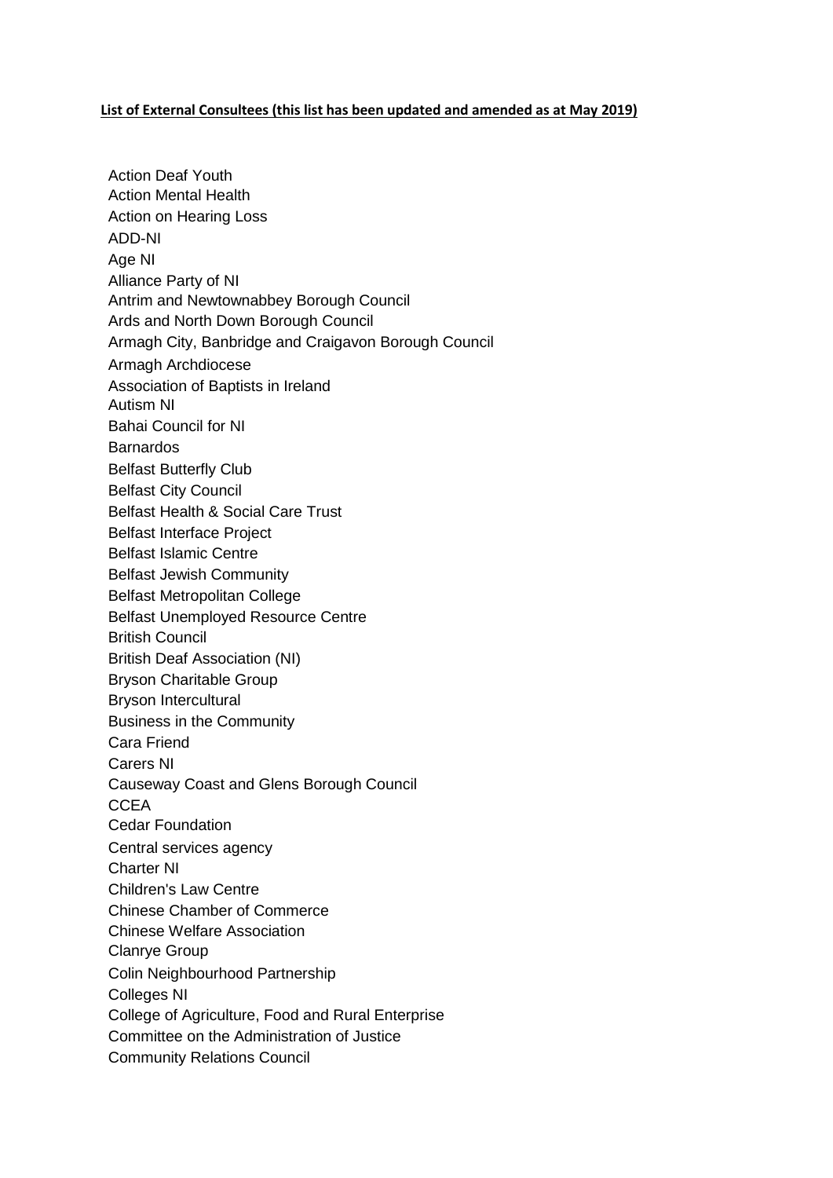**List of External Consultees (this list has been updated and amended as at May 2019)**

Action Deaf Youth
Action Mental Health
Action on Hearing Loss
ADD-NI
Age NI
Alliance Party of NI
Antrim and Newtownabbey Borough Council
Ards and North Down Borough Council
Armagh City, Banbridge and Craigavon Borough Council
Armagh Archdiocese
Association of Baptists in Ireland
Autism NI
Bahai Council for NI
Barnardos
Belfast Butterfly Club
Belfast City Council
Belfast Health & Social Care Trust
Belfast Interface Project
Belfast Islamic Centre
Belfast Jewish Community
Belfast Metropolitan College
Belfast Unemployed Resource Centre
British Council
British Deaf Association (NI)
Bryson Charitable Group
Bryson Intercultural
Business in the Community
Cara Friend
Carers NI
Causeway Coast and Glens Borough Council
CCEA
Cedar Foundation
Central services agency
Charter NI
Children's Law Centre
Chinese Chamber of Commerce
Chinese Welfare Association
Clanrye Group
Colin Neighbourhood Partnership
Colleges NI
College of Agriculture, Food and Rural Enterprise
Committee on the Administration of Justice
Community Relations Council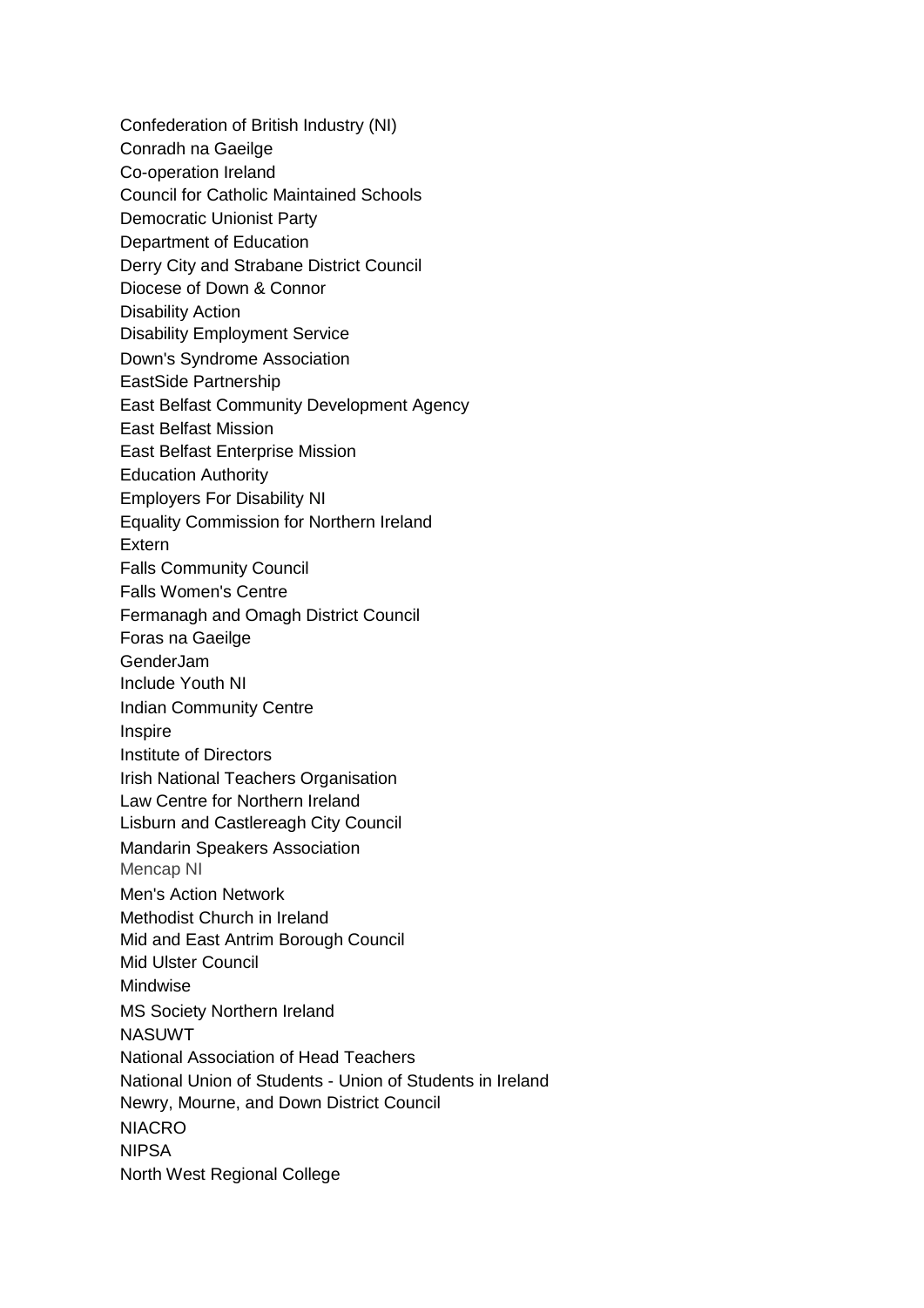Confederation of British Industry (NI)
Conradh na Gaeilge
Co-operation Ireland
Council for Catholic Maintained Schools
Democratic Unionist Party
Department of Education
Derry City and Strabane District Council
Diocese of Down & Connor
Disability Action
Disability Employment Service
Down's Syndrome Association
EastSide Partnership
East Belfast Community Development Agency
East Belfast Mission
East Belfast Enterprise Mission
Education Authority
Employers For Disability NI
Equality Commission for Northern Ireland
Extern
Falls Community Council
Falls Women's Centre
Fermanagh and Omagh District Council
Foras na Gaeilge
GenderJam
Include Youth NI
Indian Community Centre
Inspire
Institute of Directors
Irish National Teachers Organisation
Law Centre for Northern Ireland
Lisburn and Castlereagh City Council
Mandarin Speakers Association
Mencap NI
Men's Action Network
Methodist Church in Ireland
Mid and East Antrim Borough Council
Mid Ulster Council
Mindwise
MS Society Northern Ireland
NASUWT
National Association of Head Teachers
National Union of Students - Union of Students in Ireland
Newry, Mourne, and Down District Council
NIACRO
NIPSA
North West Regional College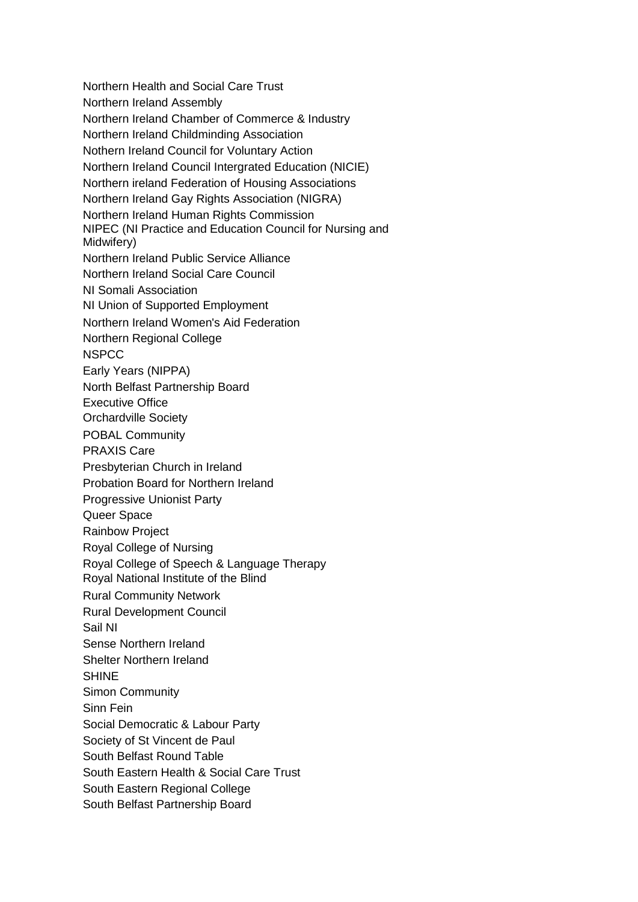Northern Health and Social Care Trust

Northern Ireland Assembly

Northern Ireland Chamber of Commerce & Industry

Northern Ireland Childminding Association

Nothern Ireland Council for Voluntary Action

Northern Ireland Council Intergrated Education (NICIE)

Northern ireland Federation of Housing Associations

Northern Ireland Gay Rights Association (NIGRA)

Northern Ireland Human Rights Commission

NIPEC (NI Practice and Education Council for Nursing and Midwifery)

Northern Ireland Public Service Alliance

Northern Ireland Social Care Council

NI Somali Association

NI Union of Supported Employment

Northern Ireland Women's Aid Federation

Northern Regional College

NSPCC

Early Years (NIPPA)

North Belfast Partnership Board

Executive Office

Orchardville Society

POBAL Community

PRAXIS Care

Presbyterian Church in Ireland

Probation Board for Northern Ireland

Progressive Unionist Party

Queer Space

Rainbow Project

Royal College of Nursing

Royal College of Speech & Language Therapy

Royal National Institute of the Blind

Rural Community Network

Rural Development Council

Sail NI

Sense Northern Ireland

Shelter Northern Ireland

SHINE

Simon Community

Sinn Fein

Social Democratic & Labour Party

Society of St Vincent de Paul

South Belfast Round Table

South Eastern Health & Social Care Trust

South Eastern Regional College

South Belfast Partnership Board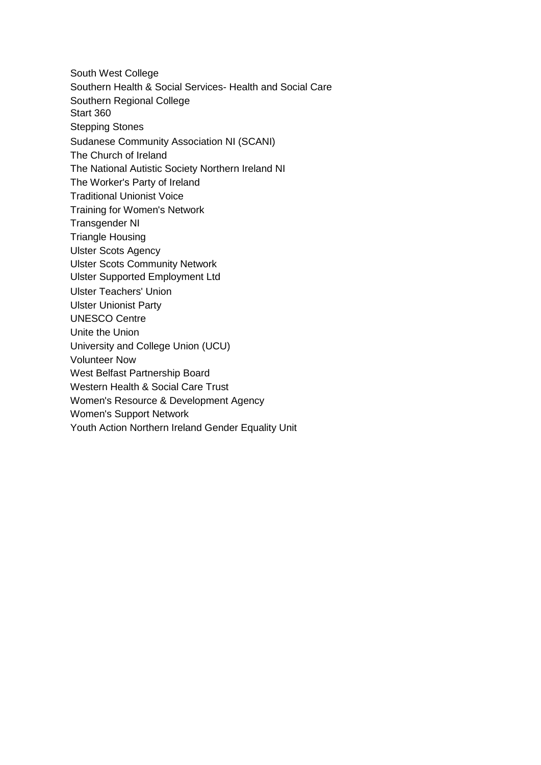South West College
Southern Health & Social Services- Health and Social Care
Southern Regional College
Start 360
Stepping Stones
Sudanese Community Association NI (SCANI)
The Church of Ireland
The National Autistic Society Northern Ireland NI
The Worker's Party of Ireland
Traditional Unionist Voice
Training for Women's Network
Transgender NI
Triangle Housing
Ulster Scots Agency
Ulster Scots Community Network
Ulster Supported Employment Ltd
Ulster Teachers' Union
Ulster Unionist Party
UNESCO Centre
Unite the Union
University and College Union (UCU)
Volunteer Now
West Belfast Partnership Board
Western Health & Social Care Trust
Women's Resource & Development Agency
Women's Support Network
Youth Action Northern Ireland Gender Equality Unit